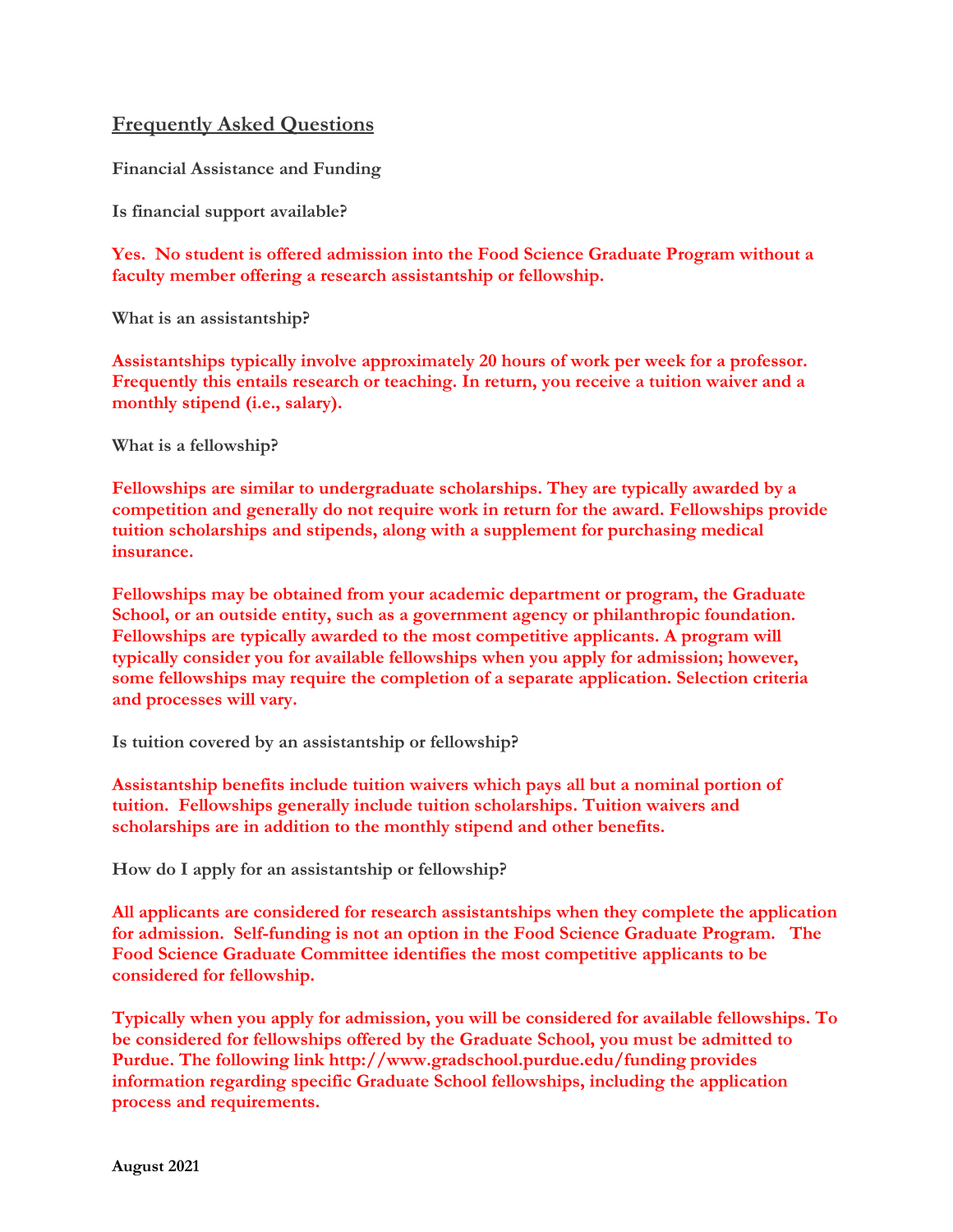## Frequently Asked Questions

**Financial Assistance and Funding**

**Is financial support available?**

**Yes. No student is offered admission into the Food Science Graduate Program without a faculty member offering a research assistantship or fellowship.**

**What is an assistantship?**

**Assistantships typically involve approximately 20 hours of work per week for a professor. Frequently this entails research or teaching. In return, you receive a tuition waiver and a monthly stipend (i.e., salary).**

**What is a fellowship?**

**Fellowships are similar to undergraduate scholarships. They are typically awarded by a competition and generally do not require work in return for the award. Fellowships provide tuition scholarships and stipends, along with a supplement for purchasing medical insurance.**

**Fellowships may be obtained from your academic department or program, the Graduate School, or an outside entity, such as a government agency or philanthropic foundation. Fellowships are typically awarded to the most competitive applicants. A program will typically consider you for available fellowships when you apply for admission; however, some fellowships may require the completion of a separate application. Selection criteria and processes will vary.**

**Is tuition covered by an assistantship or fellowship?**

**Assistantship benefits include tuition waivers which pays all but a nominal portion of tuition. Fellowships generally include tuition scholarships. Tuition waivers and scholarships are in addition to the monthly stipend and other benefits.**

**How do I apply for an assistantship or fellowship?**

**All applicants are considered for research assistantships when they complete the application for admission. Self-funding is not an option in the Food Science Graduate Program. The Food Science Graduate Committee identifies the most competitive applicants to be considered for fellowship.**

**Typically when you apply for admission, you will be considered for available fellowships. To be considered for fellowships offered by the Graduate School, you must be admitted to Purdue. The following link http://www.gradschool.purdue.edu/funding provides information regarding specific Graduate School fellowships, including the application process and requirements.**

**August 2021**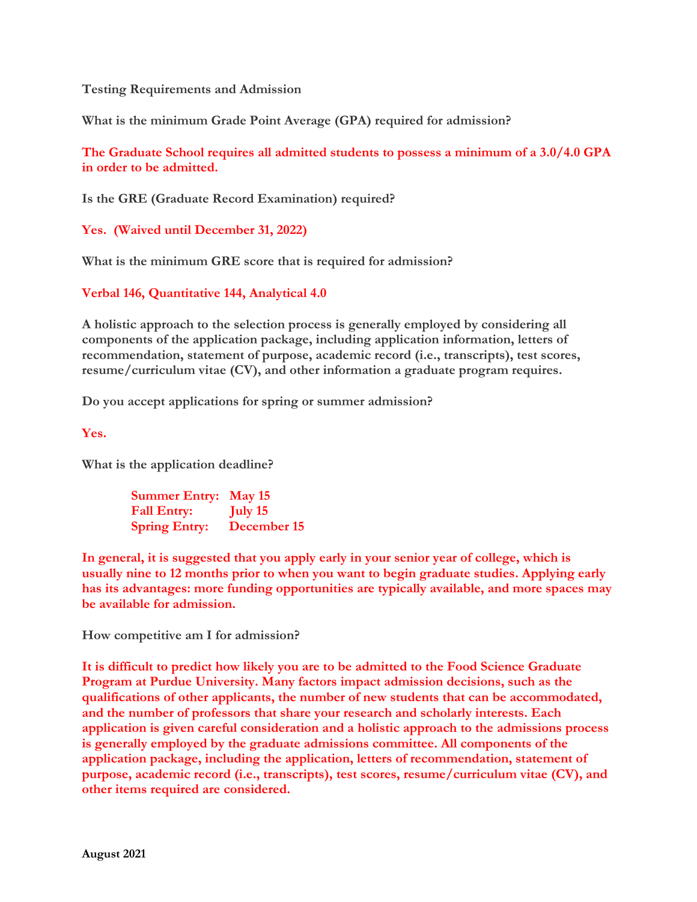**Testing Requirements and Admission**

**What is the minimum Grade Point Average (GPA) required for admission?**

**The Graduate School requires all admitted students to possess a minimum of a 3.0/4.0 GPA in order to be admitted.**

**Is the GRE (Graduate Record Examination) required?**

**Yes. (Waived until December 31, 2022)**

**What is the minimum GRE score that is required for admission?**

**Verbal 146, Quantitative 144, Analytical 4.0**

**A holistic approach to the selection process is generally employed by considering all components of the application package, including application information, letters of recommendation, statement of purpose, academic record (i.e., transcripts), test scores, resume/curriculum vitae (CV), and other information a graduate program requires.**

**Do you accept applications for spring or summer admission?**

**Yes.**

**What is the application deadline?**

| | |
|---|---|
| **Summer Entry:** | **May 15** |
| **Fall Entry:** | **July 15** |
| **Spring Entry:** | **December 15** |

**In general, it is suggested that you apply early in your senior year of college, which is usually nine to 12 months prior to when you want to begin graduate studies. Applying early has its advantages: more funding opportunities are typically available, and more spaces may be available for admission.**

**How competitive am I for admission?**

**It is difficult to predict how likely you are to be admitted to the Food Science Graduate Program at Purdue University. Many factors impact admission decisions, such as the qualifications of other applicants, the number of new students that can be accommodated, and the number of professors that share your research and scholarly interests. Each application is given careful consideration and a holistic approach to the admissions process is generally employed by the graduate admissions committee. All components of the application package, including the application, letters of recommendation, statement of purpose, academic record (i.e., transcripts), test scores, resume/curriculum vitae (CV), and other items required are considered.**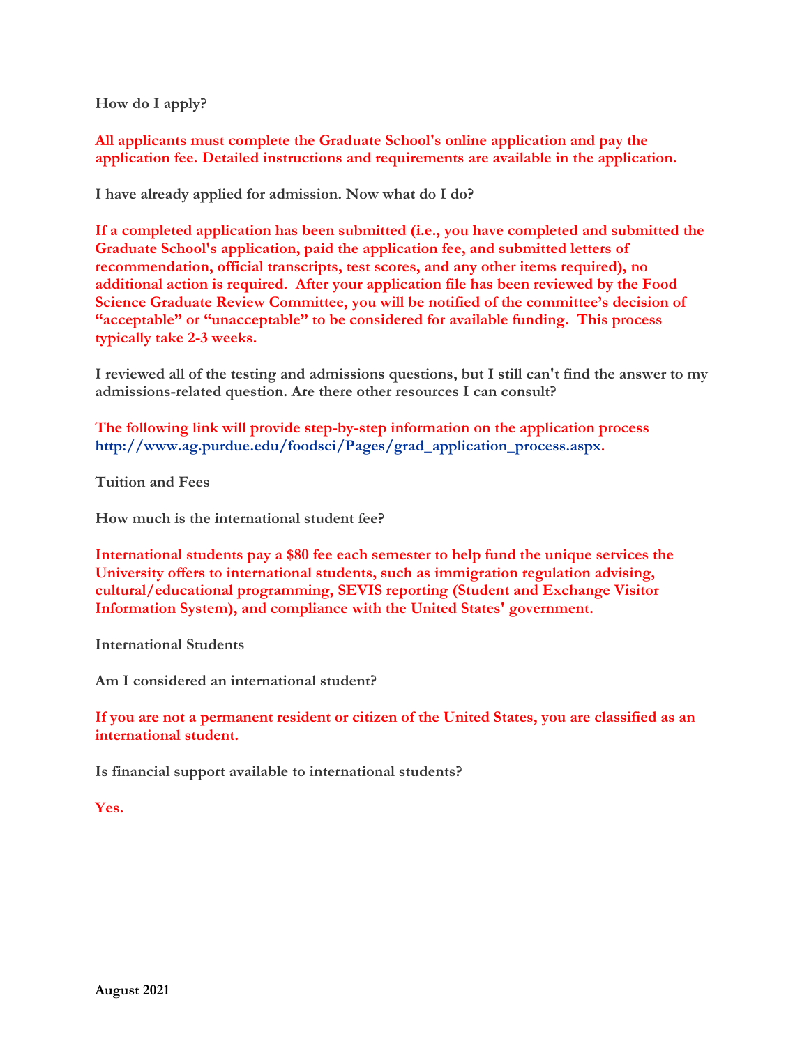**How do I apply?**

**All applicants must complete the Graduate School's online application and pay the application fee. Detailed instructions and requirements are available in the application.**

**I have already applied for admission. Now what do I do?**

**If a completed application has been submitted (i.e., you have completed and submitted the Graduate School's application, paid the application fee, and submitted letters of recommendation, official transcripts, test scores, and any other items required), no additional action is required. After your application file has been reviewed by the Food Science Graduate Review Committee, you will be notified of the committee's decision of "acceptable" or "unacceptable" to be considered for available funding. This process typically take 2-3 weeks.**

**I reviewed all of the testing and admissions questions, but I still can't find the answer to my admissions-related question. Are there other resources I can consult?**

**The following link will provide step-by-step information on the application process http://www.ag.purdue.edu/foodsci/Pages/grad_application_process.aspx.**

## Tuition and Fees

**How much is the international student fee?**

**International students pay a $80 fee each semester to help fund the unique services the University offers to international students, such as immigration regulation advising, cultural/educational programming, SEVIS reporting (Student and Exchange Visitor Information System), and compliance with the United States' government.**

## International Students

**Am I considered an international student?**

**If you are not a permanent resident or citizen of the United States, you are classified as an international student.**

**Is financial support available to international students?**

**Yes.**

**August 2021**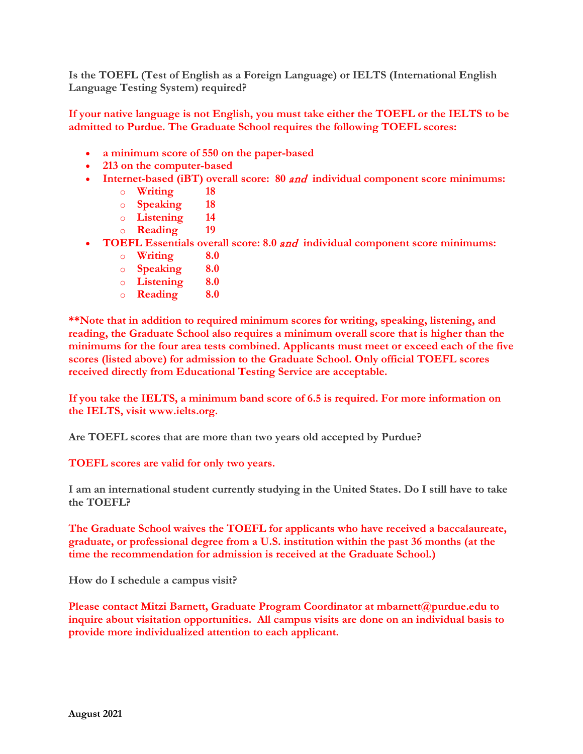**Is the TOEFL (Test of English as a Foreign Language) or IELTS (International English Language Testing System) required?**

**If your native language is not English, you must take either the TOEFL or the IELTS to be admitted to Purdue. The Graduate School requires the following TOEFL scores:**

- **a minimum score of 550 on the paper-based**
- **213 on the computer-based**
- **Internet-based (iBT) overall score: 80 *and* individual component score minimums:**
  - **Writing 18**
  - **Speaking 18**
  - **Listening 14**
  - **Reading 19**
- **TOEFL Essentials overall score: 8.0 *and* individual component score minimums:**
  - **Writing 8.0**
  - **Speaking 8.0**
  - **Listening 8.0**
  - **Reading 8.0**

**\*\*Note that in addition to required minimum scores for writing, speaking, listening, and reading, the Graduate School also requires a minimum overall score that is higher than the minimums for the four area tests combined. Applicants must meet or exceed each of the five scores (listed above) for admission to the Graduate School. Only official TOEFL scores received directly from Educational Testing Service are acceptable.**

**If you take the IELTS, a minimum band score of 6.5 is required. For more information on the IELTS, visit www.ielts.org.**

**Are TOEFL scores that are more than two years old accepted by Purdue?**

**TOEFL scores are valid for only two years.**

**I am an international student currently studying in the United States. Do I still have to take the TOEFL?**

**The Graduate School waives the TOEFL for applicants who have received a baccalaureate, graduate, or professional degree from a U.S. institution within the past 36 months (at the time the recommendation for admission is received at the Graduate School.)**

**How do I schedule a campus visit?**

**Please contact Mitzi Barnett, Graduate Program Coordinator at mbarnett@purdue.edu to inquire about visitation opportunities. All campus visits are done on an individual basis to provide more individualized attention to each applicant.**

**August 2021**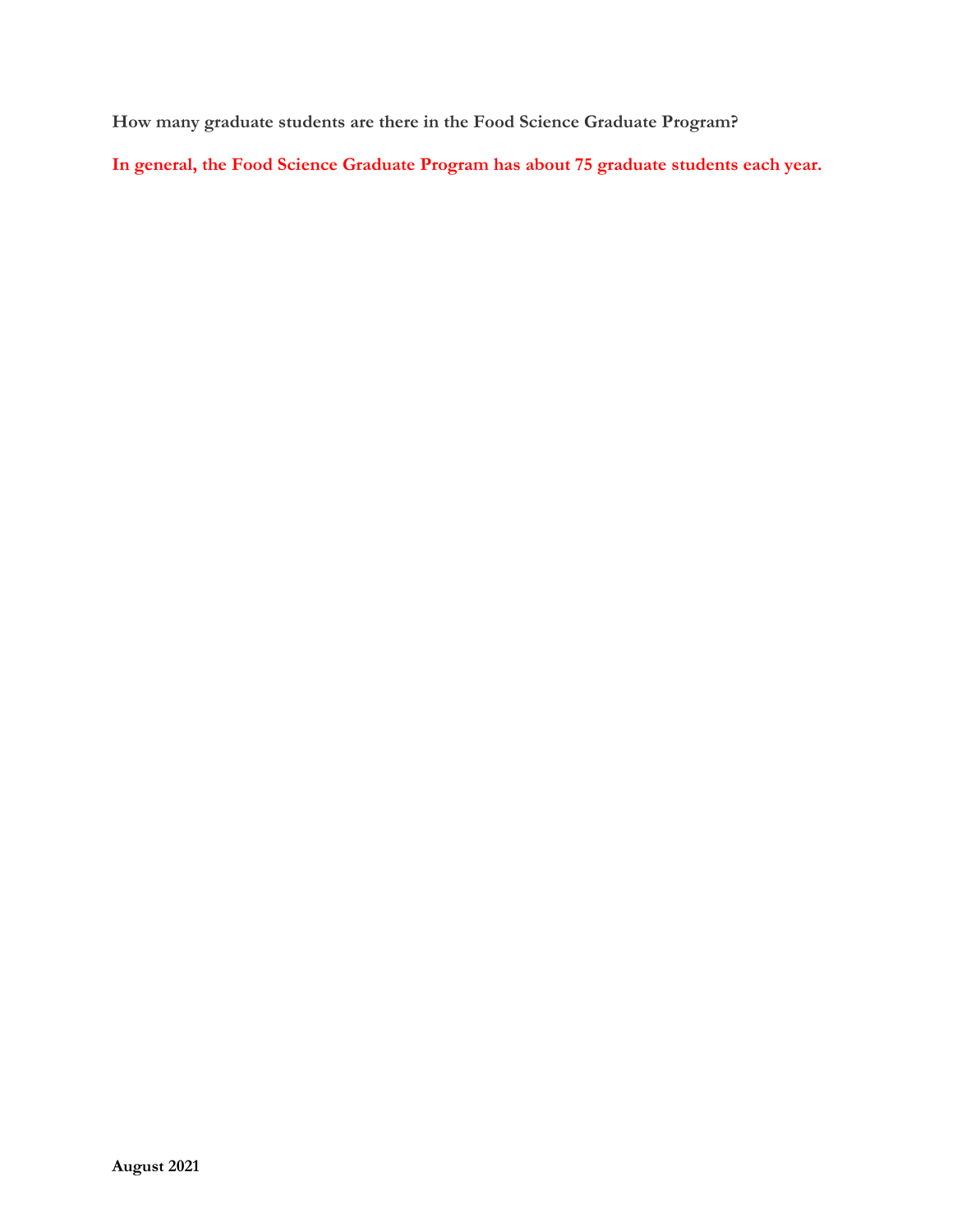**How many graduate students are there in the Food Science Graduate Program?**

**In general, the Food Science Graduate Program has about 75 graduate students each year.**

**August 2021**